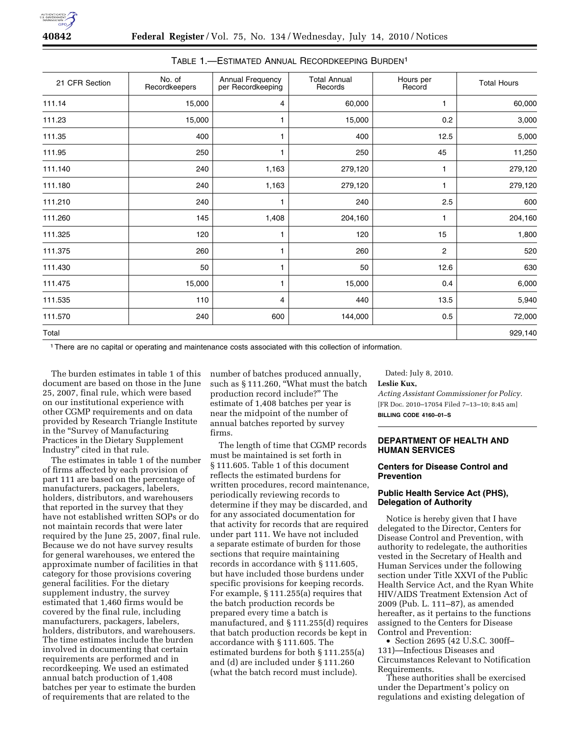TABLE 1.—ESTIMATED ANNUAL RECORDKEEPING BURDEN[1]

| 21 CFR Section | No. of Recordkeepers | Annual Frequency per Recordkeeping | Total Annual Records | Hours per Record | Total Hours |
|---|---|---|---|---|---|
| 111.14 | 15,000 | 4 | 60,000 | 1 | 60,000 |
| 111.23 | 15,000 | 1 | 15,000 | 0.2 | 3,000 |
| 111.35 | 400 | 1 | 400 | 12.5 | 5,000 |
| 111.95 | 250 | 1 | 250 | 45 | 11,250 |
| 111.140 | 240 | 1,163 | 279,120 | 1 | 279,120 |
| 111.180 | 240 | 1,163 | 279,120 | 1 | 279,120 |
| 111.210 | 240 | 1 | 240 | 2.5 | 600 |
| 111.260 | 145 | 1,408 | 204,160 | 1 | 204,160 |
| 111.325 | 120 | 1 | 120 | 15 | 1,800 |
| 111.375 | 260 | 1 | 260 | 2 | 520 |
| 111.430 | 50 | 1 | 50 | 12.6 | 630 |
| 111.475 | 15,000 | 1 | 15,000 | 0.4 | 6,000 |
| 111.535 | 110 | 4 | 440 | 13.5 | 5,940 |
| 111.570 | 240 | 600 | 144,000 | 0.5 | 72,000 |
| Total | | | | | 929,140 |

[1] There are no capital or operating and maintenance costs associated with this collection of information.

The burden estimates in table 1 of this document are based on those in the June 25, 2007, final rule, which were based on our institutional experience with other CGMP requirements and on data provided by Research Triangle Institute in the "Survey of Manufacturing Practices in the Dietary Supplement Industry" cited in that rule.

The estimates in table 1 of the number of firms affected by each provision of part 111 are based on the percentage of manufacturers, packagers, labelers, holders, distributors, and warehousers that reported in the survey that they have not established written SOPs or do not maintain records that were later required by the June 25, 2007, final rule. Because we do not have survey results for general warehouses, we entered the approximate number of facilities in that category for those provisions covering general facilities. For the dietary supplement industry, the survey estimated that 1,460 firms would be covered by the final rule, including manufacturers, packagers, labelers, holders, distributors, and warehousers. The time estimates include the burden involved in documenting that certain requirements are performed and in recordkeeping. We used an estimated annual batch production of 1,408 batches per year to estimate the burden of requirements that are related to the number of batches produced annually, such as § 111.260, "What must the batch production record include?" The estimate of 1,408 batches per year is near the midpoint of the number of annual batches reported by survey firms.

The length of time that CGMP records must be maintained is set forth in § 111.605. Table 1 of this document reflects the estimated burdens for written procedures, record maintenance, periodically reviewing records to determine if they may be discarded, and for any associated documentation for that activity for records that are required under part 111. We have not included a separate estimate of burden for those sections that require maintaining records in accordance with § 111.605, but have included those burdens under specific provisions for keeping records. For example, § 111.255(a) requires that the batch production records be prepared every time a batch is manufactured, and § 111.255(d) requires that batch production records be kept in accordance with § 111.605. The estimated burdens for both § 111.255(a) and (d) are included under § 111.260 (what the batch record must include).

Dated: July 8, 2010.

**Leslie Kux,**

*Acting Assistant Commissioner for Policy.*

[FR Doc. 2010–17054 Filed 7–13–10; 8:45 am]

**BILLING CODE 4160–01–S**

## DEPARTMENT OF HEALTH AND HUMAN SERVICES

### Centers for Disease Control and Prevention

### Public Health Service Act (PHS), Delegation of Authority

Notice is hereby given that I have delegated to the Director, Centers for Disease Control and Prevention, with authority to redelegate, the authorities vested in the Secretary of Health and Human Services under the following section under Title XXVI of the Public Health Service Act, and the Ryan White HIV/AIDS Treatment Extension Act of 2009 (Pub. L. 111–87), as amended hereafter, as it pertains to the functions assigned to the Centers for Disease Control and Prevention:

- Section 2695 (42 U.S.C. 300ff–131)—Infectious Diseases and Circumstances Relevant to Notification Requirements.

These authorities shall be exercised under the Department's policy on regulations and existing delegation of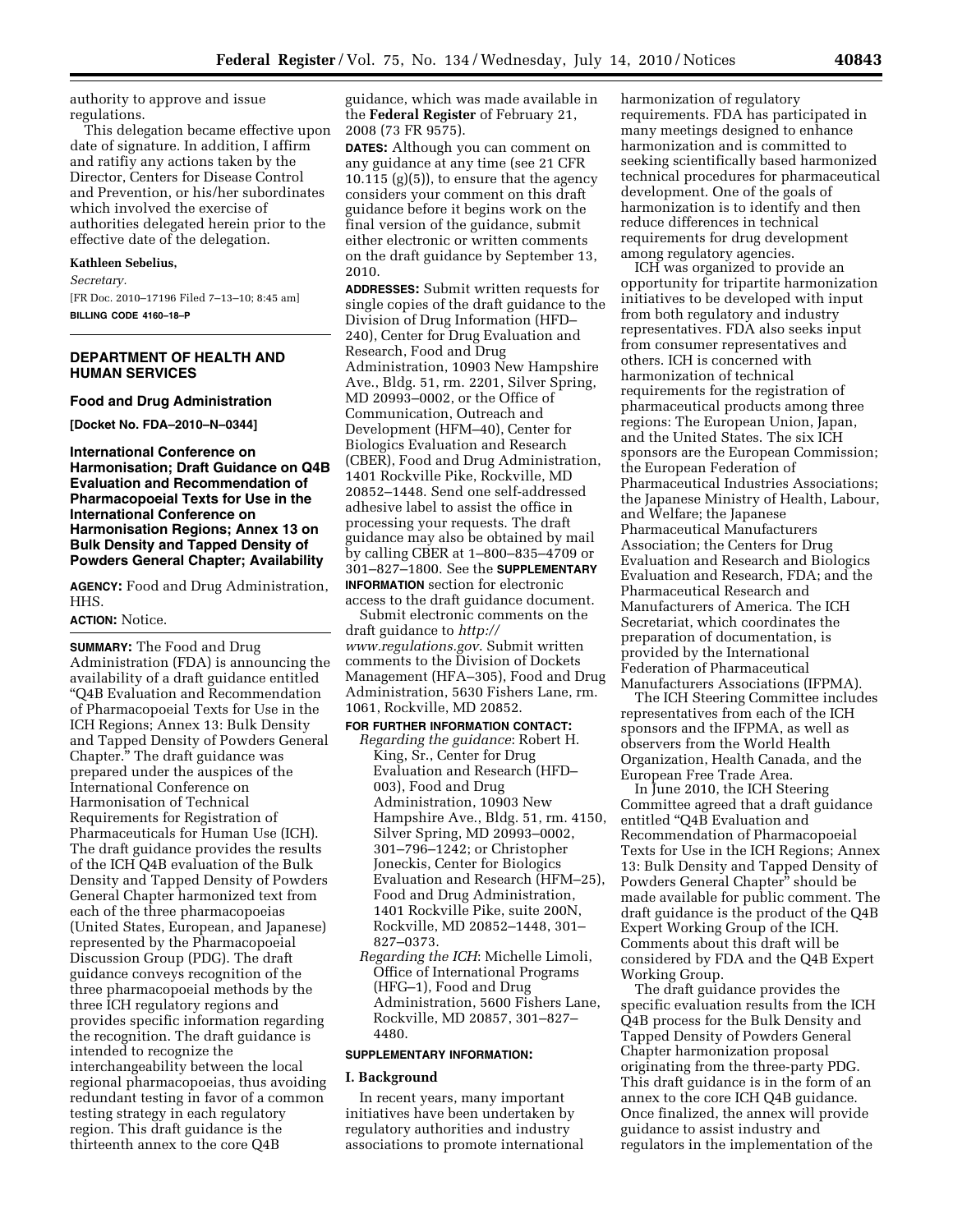authority to approve and issue regulations.

This delegation became effective upon date of signature. In addition, I affirm and ratifiy any actions taken by the Director, Centers for Disease Control and Prevention, or his/her subordinates which involved the exercise of authorities delegated herein prior to the effective date of the delegation.

**Kathleen Sebelius,**

*Secretary.*

[FR Doc. 2010–17196 Filed 7–13–10; 8:45 am]

**BILLING CODE 4160–18–P**

---

## DEPARTMENT OF HEALTH AND HUMAN SERVICES

### Food and Drug Administration

**[Docket No. FDA–2010–N–0344]**

### International Conference on Harmonisation; Draft Guidance on Q4B Evaluation and Recommendation of Pharmacopoeial Texts for Use in the International Conference on Harmonisation Regions; Annex 13 on Bulk Density and Tapped Density of Powders General Chapter; Availability

**AGENCY:** Food and Drug Administration, HHS.

**ACTION:** Notice.

**SUMMARY:** The Food and Drug Administration (FDA) is announcing the availability of a draft guidance entitled "Q4B Evaluation and Recommendation of Pharmacopoeial Texts for Use in the ICH Regions; Annex 13: Bulk Density and Tapped Density of Powders General Chapter." The draft guidance was prepared under the auspices of the International Conference on Harmonisation of Technical Requirements for Registration of Pharmaceuticals for Human Use (ICH). The draft guidance provides the results of the ICH Q4B evaluation of the Bulk Density and Tapped Density of Powders General Chapter harmonized text from each of the three pharmacopoeias (United States, European, and Japanese) represented by the Pharmacopoeial Discussion Group (PDG). The draft guidance conveys recognition of the three pharmacopoeial methods by the three ICH regulatory regions and provides specific information regarding the recognition. The draft guidance is intended to recognize the interchangeability between the local regional pharmacopoeias, thus avoiding redundant testing in favor of a common testing strategy in each regulatory region. This draft guidance is the thirteenth annex to the core Q4B guidance, which was made available in the **Federal Register** of February 21, 2008 (73 FR 9575).

**DATES:** Although you can comment on any guidance at any time (see 21 CFR 10.115 (g)(5)), to ensure that the agency considers your comment on this draft guidance before it begins work on the final version of the guidance, submit either electronic or written comments on the draft guidance by September 13, 2010.

**ADDRESSES:** Submit written requests for single copies of the draft guidance to the Division of Drug Information (HFD–240), Center for Drug Evaluation and Research, Food and Drug Administration, 10903 New Hampshire Ave., Bldg. 51, rm. 2201, Silver Spring, MD 20993–0002, or the Office of Communication, Outreach and Development (HFM–40), Center for Biologics Evaluation and Research (CBER), Food and Drug Administration, 1401 Rockville Pike, Rockville, MD 20852–1448. Send one self-addressed adhesive label to assist the office in processing your requests. The draft guidance may also be obtained by mail by calling CBER at 1–800–835–4709 or 301–827–1800. See the **SUPPLEMENTARY INFORMATION** section for electronic access to the draft guidance document.

Submit electronic comments on the draft guidance to *http://www.regulations.gov*. Submit written comments to the Division of Dockets Management (HFA–305), Food and Drug Administration, 5630 Fishers Lane, rm. 1061, Rockville, MD 20852.

**FOR FURTHER INFORMATION CONTACT:**

*Regarding the guidance*: Robert H. King, Sr., Center for Drug Evaluation and Research (HFD–003), Food and Drug Administration, 10903 New Hampshire Ave., Bldg. 51, rm. 4150, Silver Spring, MD 20993–0002, 301–796–1242; or Christopher Joneckis, Center for Biologics Evaluation and Research (HFM–25), Food and Drug Administration, 1401 Rockville Pike, suite 200N, Rockville, MD 20852–1448, 301–827–0373.

*Regarding the ICH*: Michelle Limoli, Office of International Programs (HFG–1), Food and Drug Administration, 5600 Fishers Lane, Rockville, MD 20857, 301–827–4480.

**SUPPLEMENTARY INFORMATION:**

**I. Background**

In recent years, many important initiatives have been undertaken by regulatory authorities and industry associations to promote international harmonization of regulatory requirements. FDA has participated in many meetings designed to enhance harmonization and is committed to seeking scientifically based harmonized technical procedures for pharmaceutical development. One of the goals of harmonization is to identify and then reduce differences in technical requirements for drug development among regulatory agencies.

ICH was organized to provide an opportunity for tripartite harmonization initiatives to be developed with input from both regulatory and industry representatives. FDA also seeks input from consumer representatives and others. ICH is concerned with harmonization of technical requirements for the registration of pharmaceutical products among three regions: The European Union, Japan, and the United States. The six ICH sponsors are the European Commission; the European Federation of Pharmaceutical Industries Associations; the Japanese Ministry of Health, Labour, and Welfare; the Japanese Pharmaceutical Manufacturers Association; the Centers for Drug Evaluation and Research and Biologics Evaluation and Research, FDA; and the Pharmaceutical Research and Manufacturers of America. The ICH Secretariat, which coordinates the preparation of documentation, is provided by the International Federation of Pharmaceutical Manufacturers Associations (IFPMA).

The ICH Steering Committee includes representatives from each of the ICH sponsors and the IFPMA, as well as observers from the World Health Organization, Health Canada, and the European Free Trade Area.

In June 2010, the ICH Steering Committee agreed that a draft guidance entitled "Q4B Evaluation and Recommendation of Pharmacopoeial Texts for Use in the ICH Regions; Annex 13: Bulk Density and Tapped Density of Powders General Chapter" should be made available for public comment. The draft guidance is the product of the Q4B Expert Working Group of the ICH. Comments about this draft will be considered by FDA and the Q4B Expert Working Group.

The draft guidance provides the specific evaluation results from the ICH Q4B process for the Bulk Density and Tapped Density of Powders General Chapter harmonization proposal originating from the three-party PDG. This draft guidance is in the form of an annex to the core ICH Q4B guidance. Once finalized, the annex will provide guidance to assist industry and regulators in the implementation of the